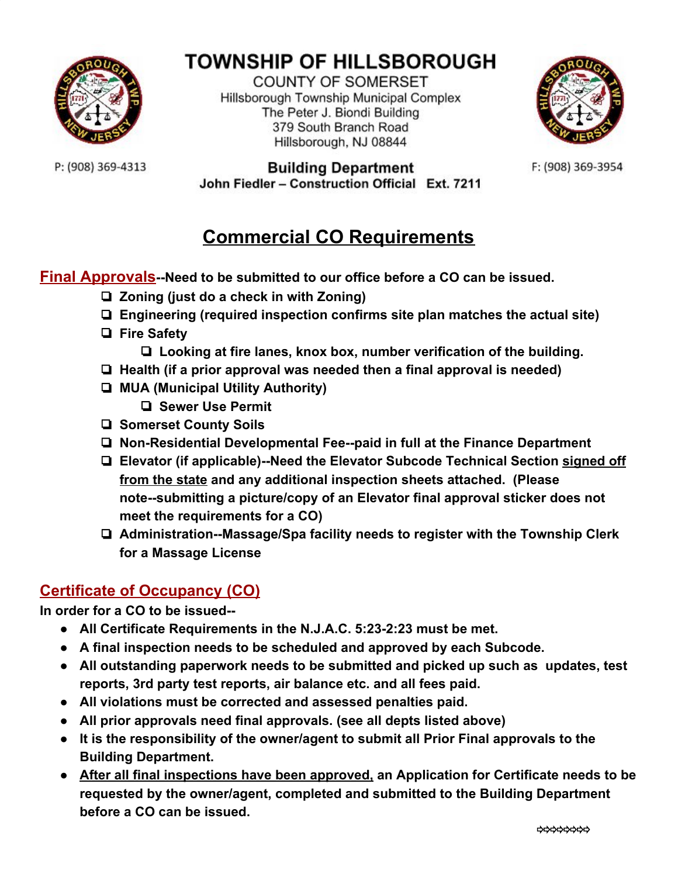# TOWNSHIP OF HILLSBOROUGH

COUNTY OF SOMERSET
Hillsborough Township Municipal Complex
The Peter J. Biondi Building
379 South Branch Road
Hillsborough, NJ 08844

P: (908) 369-4313

**Building Department**
**John Fiedler – Construction Official Ext. 7211**

F: (908) 369-3954

## Commercial CO Requirements

**Final Approvals--Need to be submitted to our office before a CO can be issued.**

- ❑ **Zoning (just do a check in with Zoning)**
- ❑ **Engineering (required inspection confirms site plan matches the actual site)**
- ❑ **Fire Safety**
  - ❑ **Looking at fire lanes, knox box, number verification of the building.**
- ❑ **Health (if a prior approval was needed then a final approval is needed)**
- ❑ **MUA (Municipal Utility Authority)**
  - ❑ **Sewer Use Permit**
- ❑ **Somerset County Soils**
- ❑ **Non-Residential Developmental Fee--paid in full at the Finance Department**
- ❑ **Elevator (if applicable)--Need the Elevator Subcode Technical Section signed off from the state and any additional inspection sheets attached. (Please note--submitting a picture/copy of an Elevator final approval sticker does not meet the requirements for a CO)**
- ❑ **Administration--Massage/Spa facility needs to register with the Township Clerk for a Massage License**

## Certificate of Occupancy (CO)

**In order for a CO to be issued--**

- **All Certificate Requirements in the N.J.A.C. 5:23-2:23 must be met.**
- **A final inspection needs to be scheduled and approved by each Subcode.**
- **All outstanding paperwork needs to be submitted and picked up such as updates, test reports, 3rd party test reports, air balance etc. and all fees paid.**
- **All violations must be corrected and assessed penalties paid.**
- **All prior approvals need final approvals. (see all depts listed above)**
- **It is the responsibility of the owner/agent to submit all Prior Final approvals to the Building Department.**
- **After all final inspections have been approved, an Application for Certificate needs to be requested by the owner/agent, completed and submitted to the Building Department before a CO can be issued.**

➪➪➪➪➪➪➪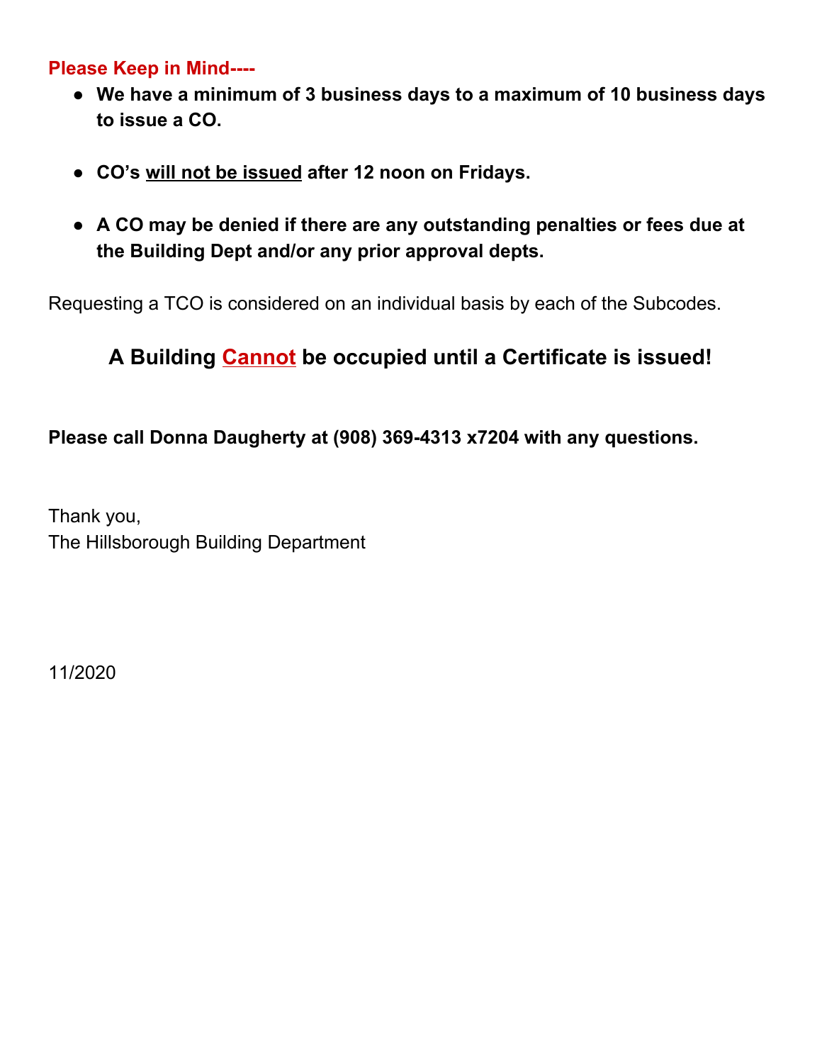**Please Keep in Mind----**

- **We have a minimum of 3 business days to a maximum of 10 business days to issue a CO.**
- **CO's <u>will not be issued</u> after 12 noon on Fridays.**
- **A CO may be denied if there are any outstanding penalties or fees due at the Building Dept and/or any prior approval depts.**

Requesting a TCO is considered on an individual basis by each of the Subcodes.

**A Building <u>Cannot</u> be occupied until a Certificate is issued!**

**Please call Donna Daugherty at (908) 369-4313 x7204 with any questions.**

Thank you,
The Hillsborough Building Department

11/2020